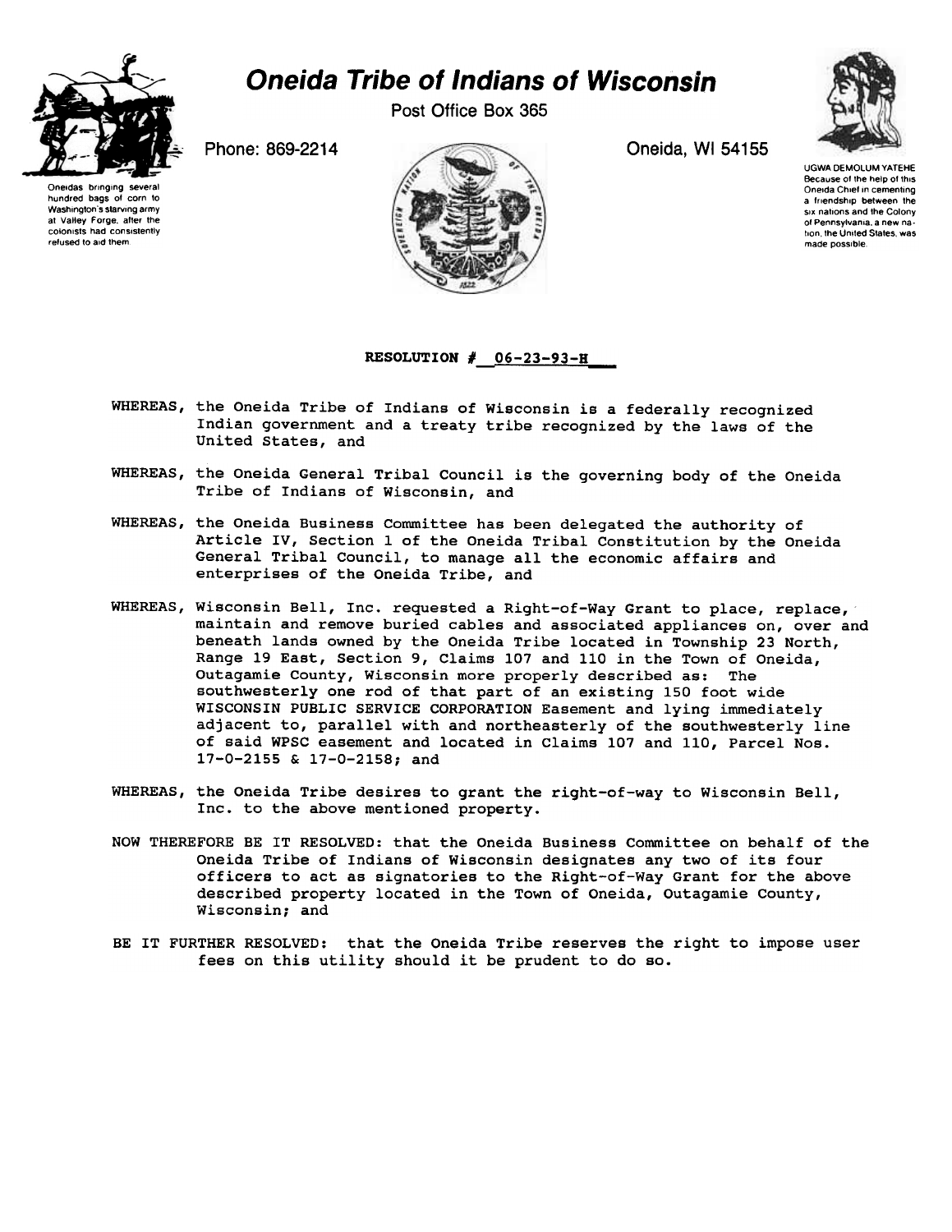# Oneida Tribe of Indians of Wisconsin

Post Office Box 365

Phone: 869-2214

Oneida, WI 54155

Oneidas bringing several hundred bags of corn to Washington's starving army at Valley Forge, after the colonists had consistently refused to aid them.

UGWA DEMOLUM YATEHE
Because of the help of this Oneida Chief in cementing a friendship between the six nations and the Colony of Pennsylvania, a new nation, the United States, was made possible.

**RESOLUTION # 06-23-93-H**

WHEREAS, the Oneida Tribe of Indians of Wisconsin is a federally recognized Indian government and a treaty tribe recognized by the laws of the United States, and

WHEREAS, the Oneida General Tribal Council is the governing body of the Oneida Tribe of Indians of Wisconsin, and

WHEREAS, the Oneida Business Committee has been delegated the authority of Article IV, Section 1 of the Oneida Tribal Constitution by the Oneida General Tribal Council, to manage all the economic affairs and enterprises of the Oneida Tribe, and

WHEREAS, Wisconsin Bell, Inc. requested a Right-of-Way Grant to place, replace, maintain and remove buried cables and associated appliances on, over and beneath lands owned by the Oneida Tribe located in Township 23 North, Range 19 East, Section 9, Claims 107 and 110 in the Town of Oneida, Outagamie County, Wisconsin more properly described as: The southwesterly one rod of that part of an existing 150 foot wide WISCONSIN PUBLIC SERVICE CORPORATION Easement and lying immediately adjacent to, parallel with and northeasterly of the southwesterly line of said WPSC easement and located in Claims 107 and 110, Parcel Nos. 17-0-2155 & 17-0-2158; and

WHEREAS, the Oneida Tribe desires to grant the right-of-way to Wisconsin Bell, Inc. to the above mentioned property.

NOW THEREFORE BE IT RESOLVED: that the Oneida Business Committee on behalf of the Oneida Tribe of Indians of Wisconsin designates any two of its four officers to act as signatories to the Right-of-Way Grant for the above described property located in the Town of Oneida, Outagamie County, Wisconsin; and

BE IT FURTHER RESOLVED: that the Oneida Tribe reserves the right to impose user fees on this utility should it be prudent to do so.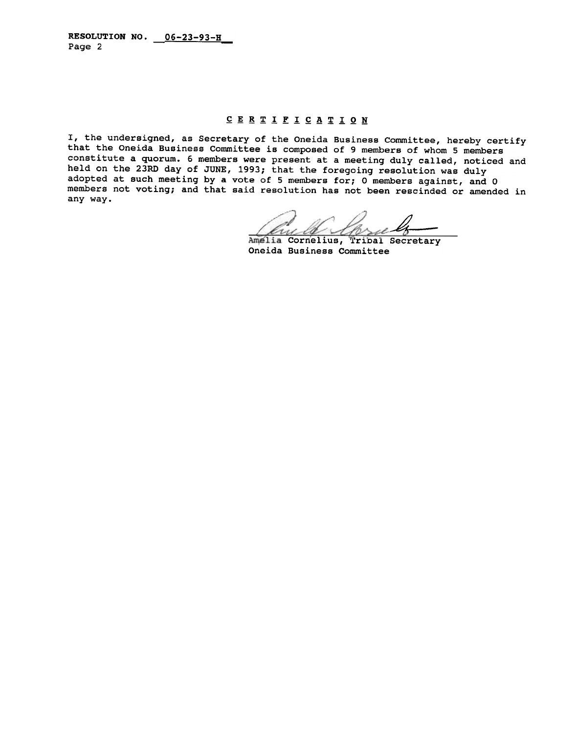**RESOLUTION NO. 06-23-93-H**
Page 2

## C E R T I F I C A T I O N

I, the undersigned, as Secretary of the Oneida Business Committee, hereby certify that the Oneida Business Committee is composed of 9 members of whom 5 members constitute a quorum. 6 members were present at a meeting duly called, noticed and held on the 23RD day of JUNE, 1993; that the foregoing resolution was duly adopted at such meeting by a vote of 5 members for; 0 members against, and 0 members not voting; and that said resolution has not been rescinded or amended in any way.

Amelia Cornelius, Tribal Secretary
Oneida Business Committee